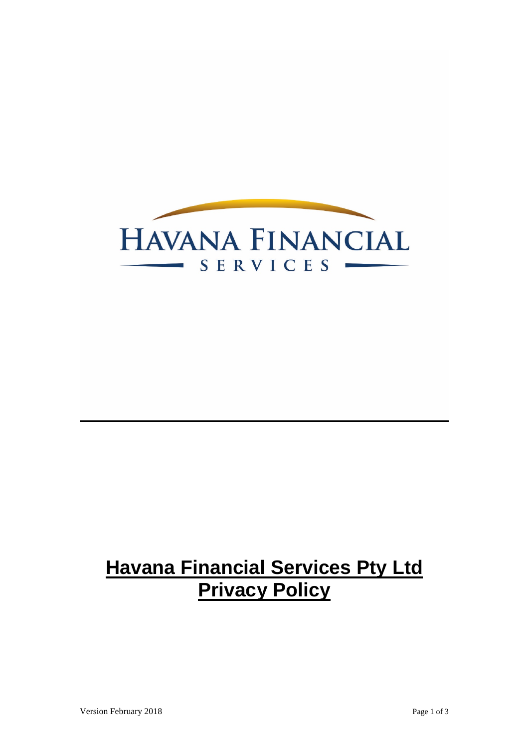HAVANA FINANCIAL

SERVICES

# Havana Financial Services Pty Ltd Privacy Policy

Version February 2018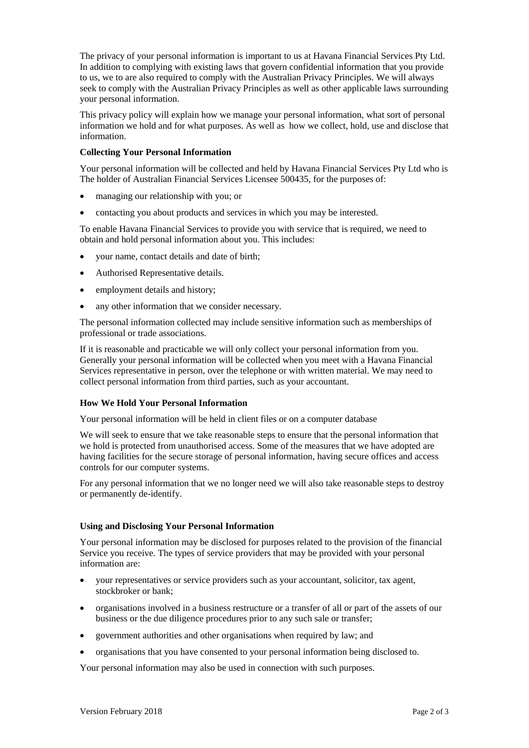The privacy of your personal information is important to us at Havana Financial Services Pty Ltd. In addition to complying with existing laws that govern confidential information that you provide to us, we to are also required to comply with the Australian Privacy Principles. We will always seek to comply with the Australian Privacy Principles as well as other applicable laws surrounding your personal information.

This privacy policy will explain how we manage your personal information, what sort of personal information we hold and for what purposes. As well as how we collect, hold, use and disclose that information.

**Collecting Your Personal Information**

Your personal information will be collected and held by Havana Financial Services Pty Ltd who is The holder of Australian Financial Services Licensee 500435, for the purposes of:

- managing our relationship with you; or
- contacting you about products and services in which you may be interested.

To enable Havana Financial Services to provide you with service that is required, we need to obtain and hold personal information about you. This includes:

- your name, contact details and date of birth;
- Authorised Representative details.
- employment details and history;
- any other information that we consider necessary.

The personal information collected may include sensitive information such as memberships of professional or trade associations.

If it is reasonable and practicable we will only collect your personal information from you. Generally your personal information will be collected when you meet with a Havana Financial Services representative in person, over the telephone or with written material. We may need to collect personal information from third parties, such as your accountant.

**How We Hold Your Personal Information**

Your personal information will be held in client files or on a computer database

We will seek to ensure that we take reasonable steps to ensure that the personal information that we hold is protected from unauthorised access. Some of the measures that we have adopted are having facilities for the secure storage of personal information, having secure offices and access controls for our computer systems.

For any personal information that we no longer need we will also take reasonable steps to destroy or permanently de-identify.

**Using and Disclosing Your Personal Information**

Your personal information may be disclosed for purposes related to the provision of the financial Service you receive. The types of service providers that may be provided with your personal information are:

- your representatives or service providers such as your accountant, solicitor, tax agent, stockbroker or bank;
- organisations involved in a business restructure or a transfer of all or part of the assets of our business or the due diligence procedures prior to any such sale or transfer;
- government authorities and other organisations when required by law; and
- organisations that you have consented to your personal information being disclosed to.

Your personal information may also be used in connection with such purposes.

Version February 2018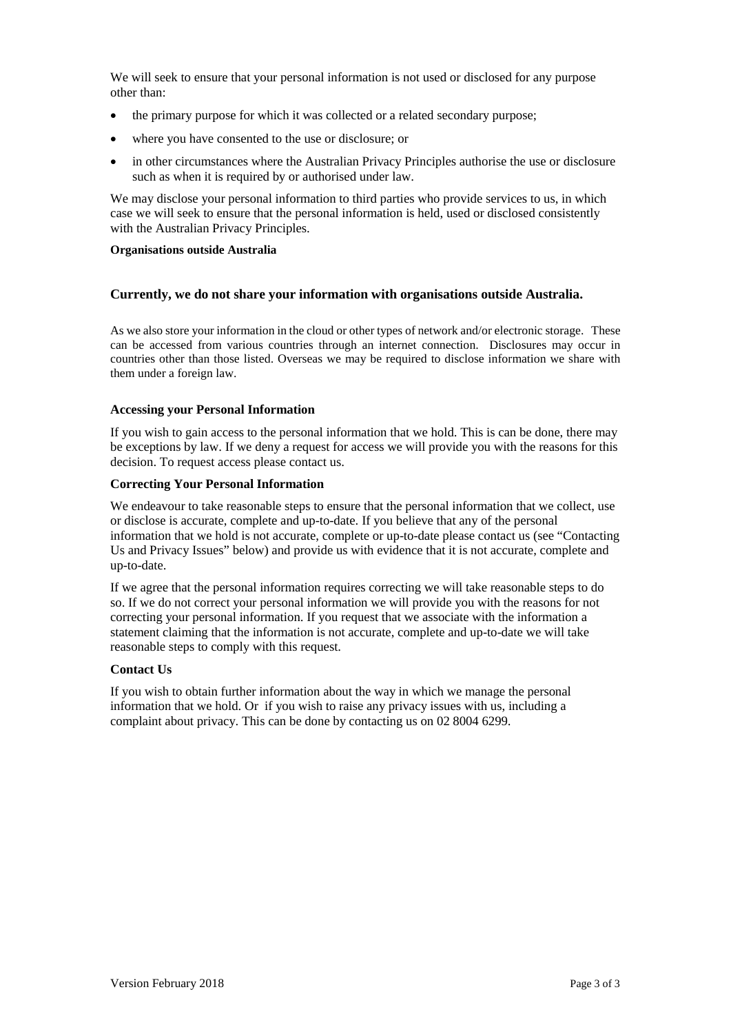We will seek to ensure that your personal information is not used or disclosed for any purpose other than:

- the primary purpose for which it was collected or a related secondary purpose;
- where you have consented to the use or disclosure; or
- in other circumstances where the Australian Privacy Principles authorise the use or disclosure such as when it is required by or authorised under law.

We may disclose your personal information to third parties who provide services to us, in which case we will seek to ensure that the personal information is held, used or disclosed consistently with the Australian Privacy Principles.

**Organisations outside Australia**

**Currently, we do not share your information with organisations outside Australia.**

As we also store your information in the cloud or other types of network and/or electronic storage. These can be accessed from various countries through an internet connection. Disclosures may occur in countries other than those listed. Overseas we may be required to disclose information we share with them under a foreign law.

**Accessing your Personal Information**

If you wish to gain access to the personal information that we hold. This is can be done, there may be exceptions by law. If we deny a request for access we will provide you with the reasons for this decision. To request access please contact us.

**Correcting Your Personal Information**

We endeavour to take reasonable steps to ensure that the personal information that we collect, use or disclose is accurate, complete and up-to-date. If you believe that any of the personal information that we hold is not accurate, complete or up-to-date please contact us (see "Contacting Us and Privacy Issues" below) and provide us with evidence that it is not accurate, complete and up-to-date.

If we agree that the personal information requires correcting we will take reasonable steps to do so. If we do not correct your personal information we will provide you with the reasons for not correcting your personal information. If you request that we associate with the information a statement claiming that the information is not accurate, complete and up-to-date we will take reasonable steps to comply with this request.

**Contact Us**

If you wish to obtain further information about the way in which we manage the personal information that we hold. Or if you wish to raise any privacy issues with us, including a complaint about privacy. This can be done by contacting us on 02 8004 6299.

Version February 2018